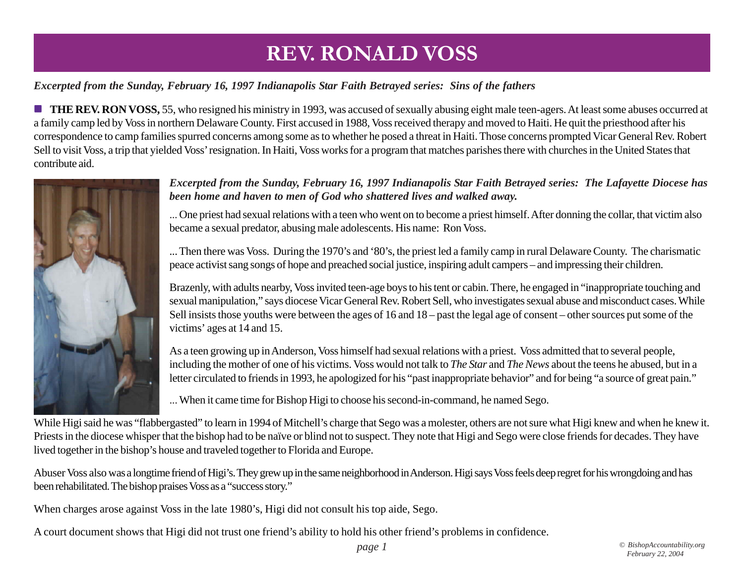# REV. RONALD VOSS

*Excerpted from the Sunday, February 16, 1997 Indianapolis Star Faith Betrayed series: Sins of the fathers*

■ **THE REV. RON VOSS,** 55, who resigned his ministry in 1993, was accused of sexually abusing eight male teen-agers. At least some abuses occurred at a family camp led by Voss in northern Delaware County. First accused in 1988, Voss received therapy and moved to Haiti. He quit the priesthood after his correspondence to camp families spurred concerns among some as to whether he posed a threat in Haiti. Those concerns prompted Vicar General Rev. Robert Sell to visit Voss, a trip that yielded Voss' resignation. In Haiti, Voss works for a program that matches parishes there with churches in the United States that contribute aid.

***Excerpted from the Sunday, February 16, 1997 Indianapolis Star Faith Betrayed series: The Lafayette Diocese has been home and haven to men of God who shattered lives and walked away.***

... One priest had sexual relations with a teen who went on to become a priest himself. After donning the collar, that victim also became a sexual predator, abusing male adolescents. His name: Ron Voss.

... Then there was Voss. During the 1970's and '80's, the priest led a family camp in rural Delaware County. The charismatic peace activist sang songs of hope and preached social justice, inspiring adult campers – and impressing their children.

Brazenly, with adults nearby, Voss invited teen-age boys to his tent or cabin. There, he engaged in "inappropriate touching and sexual manipulation," says diocese Vicar General Rev. Robert Sell, who investigates sexual abuse and misconduct cases. While Sell insists those youths were between the ages of 16 and 18 – past the legal age of consent – other sources put some of the victims' ages at 14 and 15.

As a teen growing up in Anderson, Voss himself had sexual relations with a priest. Voss admitted that to several people, including the mother of one of his victims. Voss would not talk to *The Star* and *The News* about the teens he abused, but in a letter circulated to friends in 1993, he apologized for his "past inappropriate behavior" and for being "a source of great pain."

... When it came time for Bishop Higi to choose his second-in-command, he named Sego.

While Higi said he was "flabbergasted" to learn in 1994 of Mitchell's charge that Sego was a molester, others are not sure what Higi knew and when he knew it. Priests in the diocese whisper that the bishop had to be naïve or blind not to suspect. They note that Higi and Sego were close friends for decades. They have lived together in the bishop's house and traveled together to Florida and Europe.

Abuser Voss also was a longtime friend of Higi's. They grew up in the same neighborhood in Anderson. Higi says Voss feels deep regret for his wrongdoing and has been rehabilitated. The bishop praises Voss as a "success story."

When charges arose against Voss in the late 1980's, Higi did not consult his top aide, Sego.

A court document shows that Higi did not trust one friend's ability to hold his other friend's problems in confidence.

*© BishopAccountability.org February 22, 2004*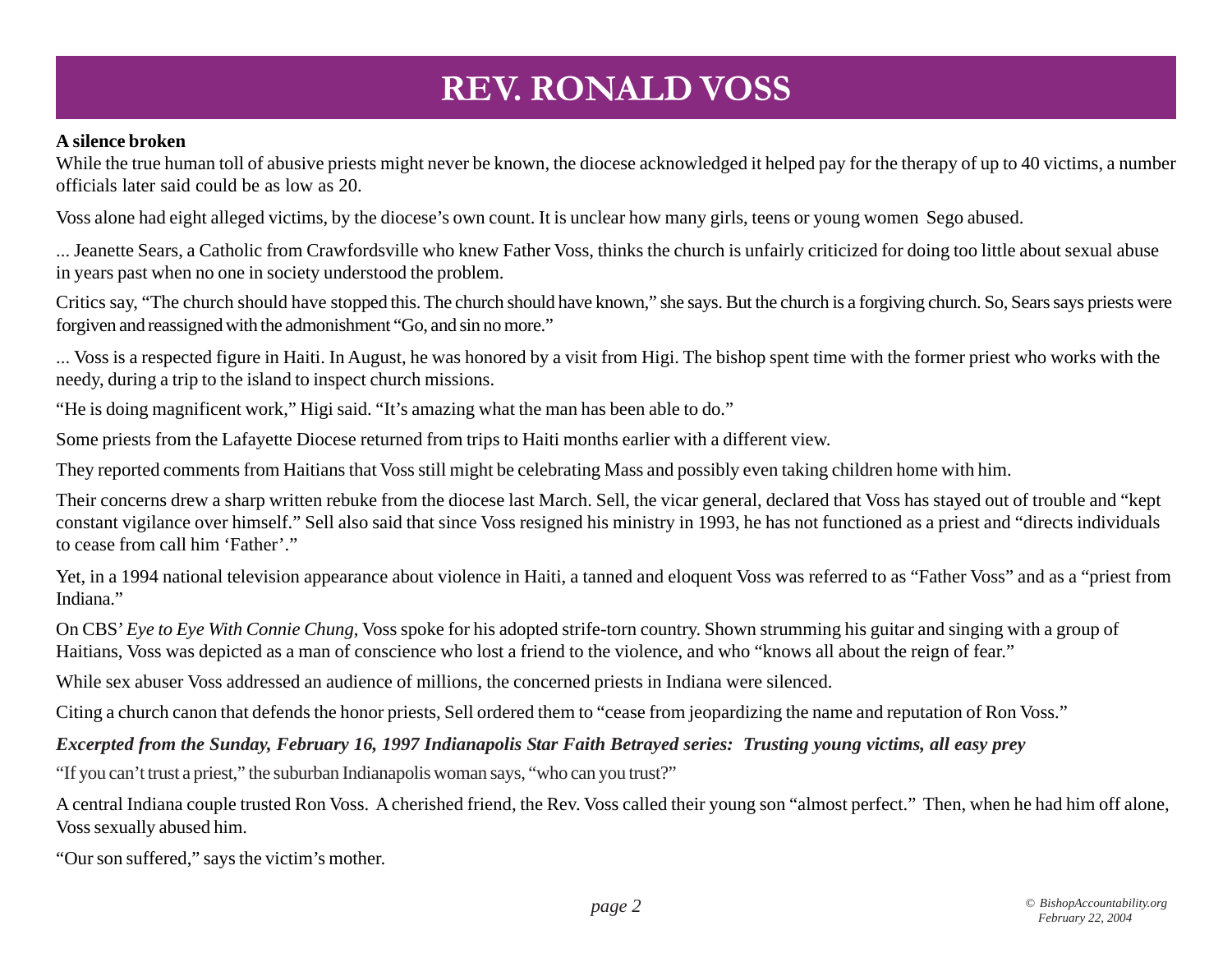# REV. RONALD VOSS

**A silence broken**

While the true human toll of abusive priests might never be known, the diocese acknowledged it helped pay for the therapy of up to 40 victims, a number officials later said could be as low as 20.

Voss alone had eight alleged victims, by the diocese's own count. It is unclear how many girls, teens or young women Sego abused.

... Jeanette Sears, a Catholic from Crawfordsville who knew Father Voss, thinks the church is unfairly criticized for doing too little about sexual abuse in years past when no one in society understood the problem.

Critics say, "The church should have stopped this. The church should have known," she says. But the church is a forgiving church. So, Sears says priests were forgiven and reassigned with the admonishment "Go, and sin no more."

... Voss is a respected figure in Haiti. In August, he was honored by a visit from Higi. The bishop spent time with the former priest who works with the needy, during a trip to the island to inspect church missions.

"He is doing magnificent work," Higi said. "It's amazing what the man has been able to do."

Some priests from the Lafayette Diocese returned from trips to Haiti months earlier with a different view.

They reported comments from Haitians that Voss still might be celebrating Mass and possibly even taking children home with him.

Their concerns drew a sharp written rebuke from the diocese last March. Sell, the vicar general, declared that Voss has stayed out of trouble and "kept constant vigilance over himself." Sell also said that since Voss resigned his ministry in 1993, he has not functioned as a priest and "directs individuals to cease from call him 'Father'."

Yet, in a 1994 national television appearance about violence in Haiti, a tanned and eloquent Voss was referred to as "Father Voss" and as a "priest from Indiana."

On CBS' *Eye to Eye With Connie Chung*, Voss spoke for his adopted strife-torn country. Shown strumming his guitar and singing with a group of Haitians, Voss was depicted as a man of conscience who lost a friend to the violence, and who "knows all about the reign of fear."

While sex abuser Voss addressed an audience of millions, the concerned priests in Indiana were silenced.

Citing a church canon that defends the honor priests, Sell ordered them to "cease from jeopardizing the name and reputation of Ron Voss."

***Excerpted from the Sunday, February 16, 1997 Indianapolis Star Faith Betrayed series: Trusting young victims, all easy prey***

"If you can't trust a priest," the suburban Indianapolis woman says, "who can you trust?"

A central Indiana couple trusted Ron Voss. A cherished friend, the Rev. Voss called their young son "almost perfect." Then, when he had him off alone, Voss sexually abused him.

"Our son suffered," says the victim's mother.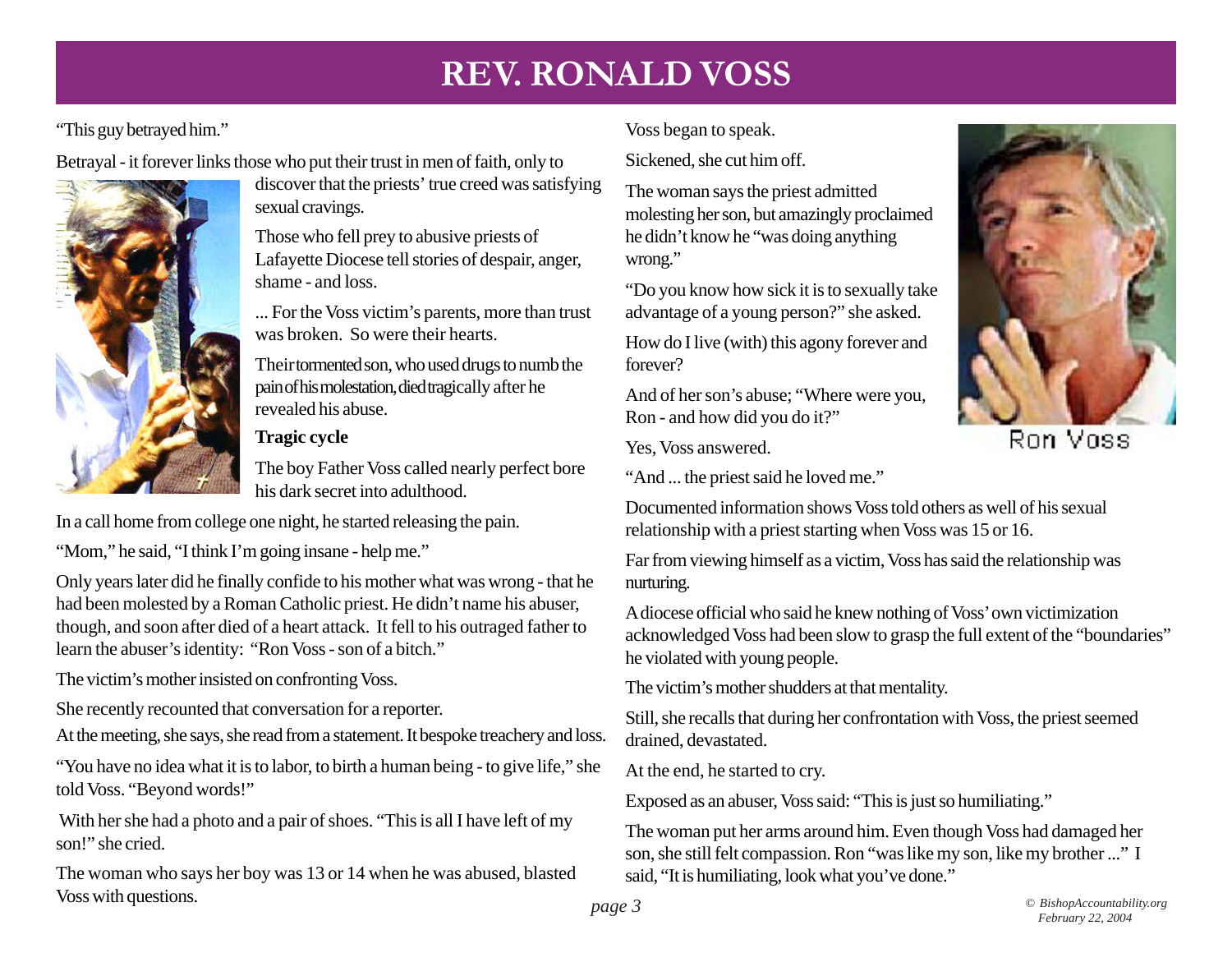# REV. RONALD VOSS

"This guy betrayed him."

Betrayal - it forever links those who put their trust in men of faith, only to discover that the priests' true creed was satisfying sexual cravings.

Those who fell prey to abusive priests of Lafayette Diocese tell stories of despair, anger, shame - and loss.

... For the Voss victim's parents, more than trust was broken. So were their hearts.

Their tormented son, who used drugs to numb the pain of his molestation, died tragically after he revealed his abuse.

**Tragic cycle**

The boy Father Voss called nearly perfect bore his dark secret into adulthood.

In a call home from college one night, he started releasing the pain.

"Mom," he said, "I think I'm going insane - help me."

Only years later did he finally confide to his mother what was wrong - that he had been molested by a Roman Catholic priest. He didn't name his abuser, though, and soon after died of a heart attack. It fell to his outraged father to learn the abuser's identity: "Ron Voss - son of a bitch."

The victim's mother insisted on confronting Voss.

She recently recounted that conversation for a reporter.

At the meeting, she says, she read from a statement. It bespoke treachery and loss.

"You have no idea what it is to labor, to birth a human being - to give life," she told Voss. "Beyond words!"

With her she had a photo and a pair of shoes. "This is all I have left of my son!" she cried.

The woman who says her boy was 13 or 14 when he was abused, blasted Voss with questions.

Voss began to speak.

Sickened, she cut him off.

The woman says the priest admitted molesting her son, but amazingly proclaimed he didn't know he "was doing anything wrong."

"Do you know how sick it is to sexually take advantage of a young person?" she asked.

How do I live (with) this agony forever and forever?

And of her son's abuse; "Where were you, Ron - and how did you do it?"

Yes, Voss answered.

"And ... the priest said he loved me."

Ron Voss

Documented information shows Voss told others as well of his sexual relationship with a priest starting when Voss was 15 or 16.

Far from viewing himself as a victim, Voss has said the relationship was nurturing.

A diocese official who said he knew nothing of Voss' own victimization acknowledged Voss had been slow to grasp the full extent of the "boundaries" he violated with young people.

The victim's mother shudders at that mentality.

Still, she recalls that during her confrontation with Voss, the priest seemed drained, devastated.

At the end, he started to cry.

Exposed as an abuser, Voss said: "This is just so humiliating."

The woman put her arms around him. Even though Voss had damaged her son, she still felt compassion. Ron "was like my son, like my brother ..." I said, "It is humiliating, look what you've done."

*© BishopAccountability.org*
*February 22, 2004*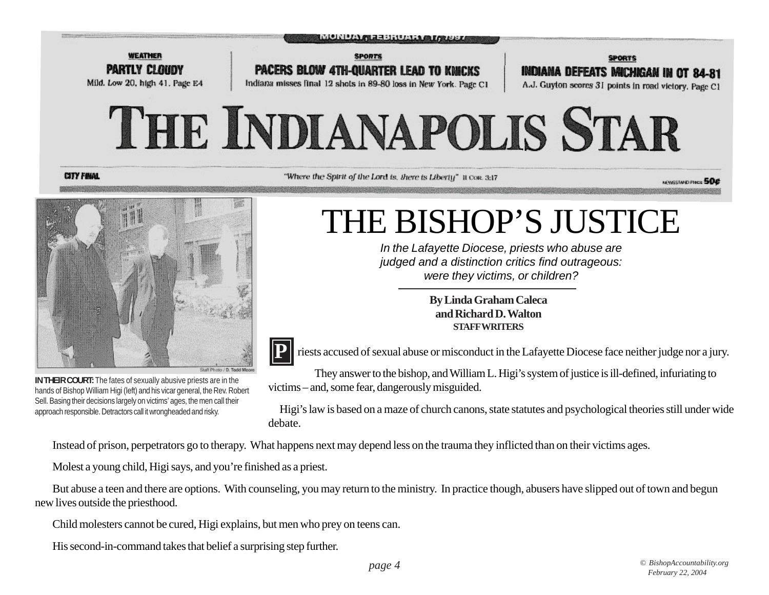MONDAY, FEBRUARY 17, 1997

**WEATHER**
**PARTLY CLOUDY**
Mild. Low 20, high 41. Page E4

**SPORTS**
**PACERS BLOW 4TH-QUARTER LEAD TO KNICKS**
Indiana misses final 12 shots in 89-80 loss in New York. Page C1

**SPORTS**
**INDIANA DEFEATS MICHIGAN IN OT 84-81**
A.J. Guyton scores 31 points in road victory. Page C1

# THE INDIANAPOLIS STAR

CITY FINAL

"Where the Spirit of the Lord is, there is Liberty" II Cor. 3:17

NEWSSTAND PRICE 50¢

Staff Photo / D. Todd Moore

**IN THEIR COURT:** The fates of sexually abusive priests are in the hands of Bishop William Higi (left) and his vicar general, the Rev. Robert Sell. Basing their decisions largely on victims' ages, the men call their approach responsible. Detractors call it wrongheaded and risky.

# THE BISHOP'S JUSTICE

*In the Lafayette Diocese, priests who abuse are judged and a distinction critics find outrageous: were they victims, or children?*

**By Linda Graham Caleca and Richard D. Walton**
**STAFF WRITERS**

Priests accused of sexual abuse or misconduct in the Lafayette Diocese face neither judge nor a jury.

They answer to the bishop, and William L. Higi's system of justice is ill-defined, infuriating to victims – and, some fear, dangerously misguided.

Higi's law is based on a maze of church canons, state statutes and psychological theories still under wide debate.

Instead of prison, perpetrators go to therapy. What happens next may depend less on the trauma they inflicted than on their victims ages.

Molest a young child, Higi says, and you're finished as a priest.

But abuse a teen and there are options. With counseling, you may return to the ministry. In practice though, abusers have slipped out of town and begun new lives outside the priesthood.

Child molesters cannot be cured, Higi explains, but men who prey on teens can.

His second-in-command takes that belief a surprising step further.

© BishopAccountability.org
February 22, 2004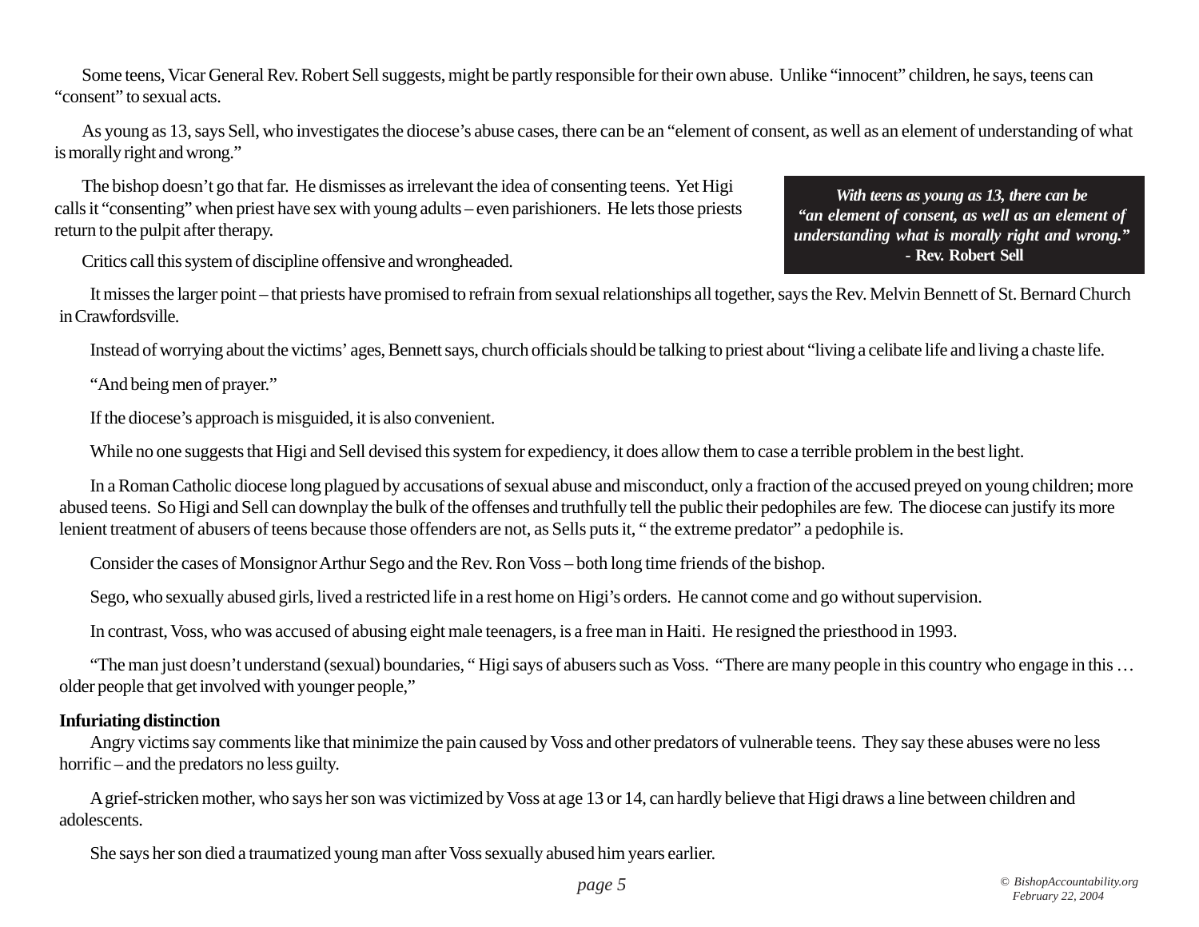Some teens, Vicar General Rev. Robert Sell suggests, might be partly responsible for their own abuse. Unlike "innocent" children, he says, teens can "consent" to sexual acts.

As young as 13, says Sell, who investigates the diocese's abuse cases, there can be an "element of consent, as well as an element of understanding of what is morally right and wrong."

The bishop doesn't go that far. He dismisses as irrelevant the idea of consenting teens. Yet Higi calls it "consenting" when priest have sex with young adults – even parishioners. He lets those priests return to the pulpit after therapy.

> ***With teens as young as 13, there can be "an element of consent, as well as an element of understanding what is morally right and wrong."***
> **- Rev. Robert Sell**

Critics call this system of discipline offensive and wrongheaded.

It misses the larger point – that priests have promised to refrain from sexual relationships all together, says the Rev. Melvin Bennett of St. Bernard Church in Crawfordsville.

Instead of worrying about the victims' ages, Bennett says, church officials should be talking to priest about "living a celibate life and living a chaste life.

"And being men of prayer."

If the diocese's approach is misguided, it is also convenient.

While no one suggests that Higi and Sell devised this system for expediency, it does allow them to case a terrible problem in the best light.

In a Roman Catholic diocese long plagued by accusations of sexual abuse and misconduct, only a fraction of the accused preyed on young children; more abused teens. So Higi and Sell can downplay the bulk of the offenses and truthfully tell the public their pedophiles are few. The diocese can justify its more lenient treatment of abusers of teens because those offenders are not, as Sells puts it, " the extreme predator" a pedophile is.

Consider the cases of Monsignor Arthur Sego and the Rev. Ron Voss – both long time friends of the bishop.

Sego, who sexually abused girls, lived a restricted life in a rest home on Higi's orders. He cannot come and go without supervision.

In contrast, Voss, who was accused of abusing eight male teenagers, is a free man in Haiti. He resigned the priesthood in 1993.

"The man just doesn't understand (sexual) boundaries, " Higi says of abusers such as Voss. "There are many people in this country who engage in this … older people that get involved with younger people,"

**Infuriating distinction**

Angry victims say comments like that minimize the pain caused by Voss and other predators of vulnerable teens. They say these abuses were no less horrific – and the predators no less guilty.

A grief-stricken mother, who says her son was victimized by Voss at age 13 or 14, can hardly believe that Higi draws a line between children and adolescents.

She says her son died a traumatized young man after Voss sexually abused him years earlier.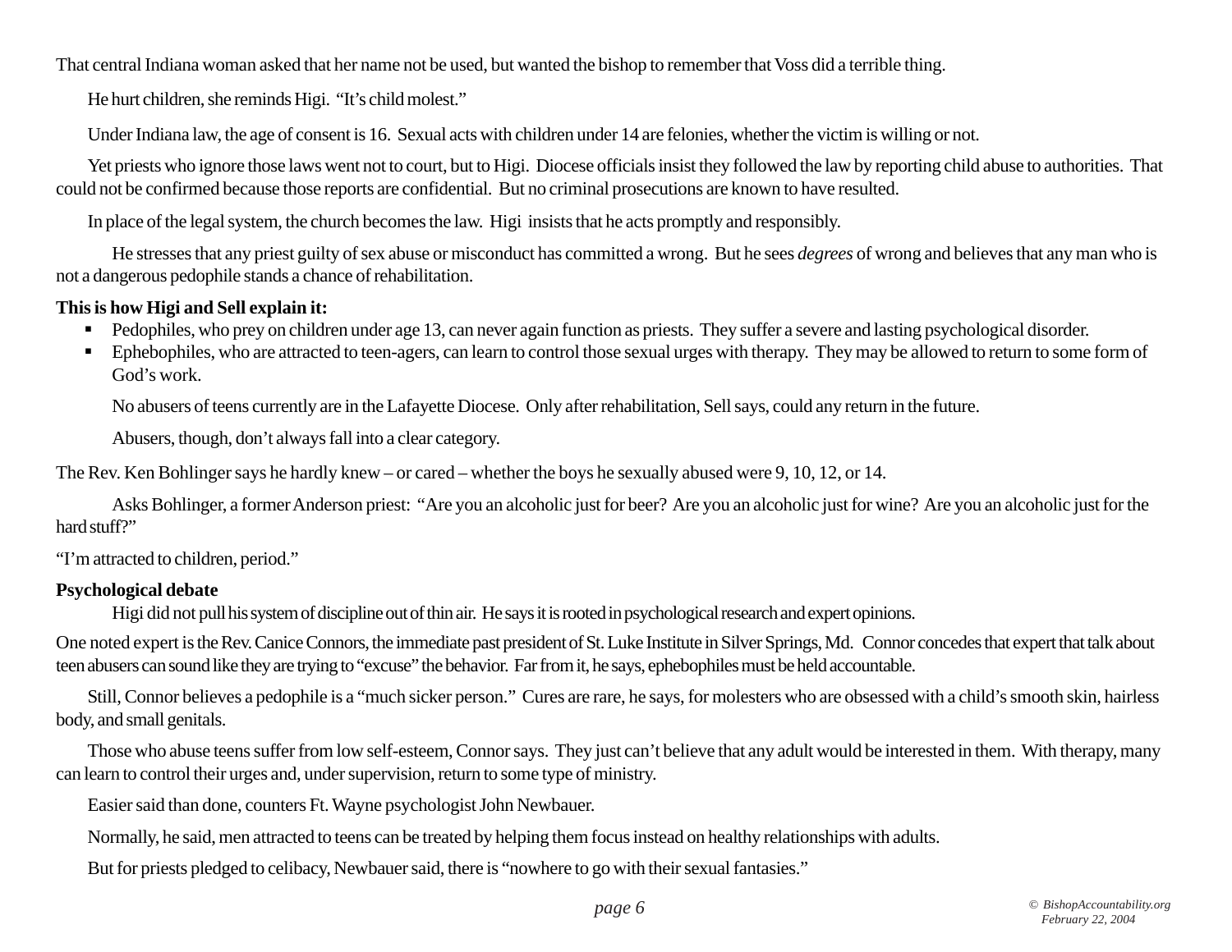That central Indiana woman asked that her name not be used, but wanted the bishop to remember that Voss did a terrible thing.

He hurt children, she reminds Higi. "It's child molest."

Under Indiana law, the age of consent is 16. Sexual acts with children under 14 are felonies, whether the victim is willing or not.

Yet priests who ignore those laws went not to court, but to Higi. Diocese officials insist they followed the law by reporting child abuse to authorities. That could not be confirmed because those reports are confidential. But no criminal prosecutions are known to have resulted.

In place of the legal system, the church becomes the law. Higi insists that he acts promptly and responsibly.

He stresses that any priest guilty of sex abuse or misconduct has committed a wrong. But he sees *degrees* of wrong and believes that any man who is not a dangerous pedophile stands a chance of rehabilitation.

**This is how Higi and Sell explain it:**

- Pedophiles, who prey on children under age 13, can never again function as priests. They suffer a severe and lasting psychological disorder.
- Ephebophiles, who are attracted to teen-agers, can learn to control those sexual urges with therapy. They may be allowed to return to some form of God's work.

No abusers of teens currently are in the Lafayette Diocese. Only after rehabilitation, Sell says, could any return in the future.

Abusers, though, don't always fall into a clear category.

The Rev. Ken Bohlinger says he hardly knew – or cared – whether the boys he sexually abused were 9, 10, 12, or 14.

Asks Bohlinger, a former Anderson priest: "Are you an alcoholic just for beer? Are you an alcoholic just for wine? Are you an alcoholic just for the hard stuff?"

"I'm attracted to children, period."

**Psychological debate**

Higi did not pull his system of discipline out of thin air. He says it is rooted in psychological research and expert opinions.

One noted expert is the Rev. Canice Connors, the immediate past president of St. Luke Institute in Silver Springs, Md. Connor concedes that expert that talk about teen abusers can sound like they are trying to "excuse" the behavior. Far from it, he says, ephebophiles must be held accountable.

Still, Connor believes a pedophile is a "much sicker person." Cures are rare, he says, for molesters who are obsessed with a child's smooth skin, hairless body, and small genitals.

Those who abuse teens suffer from low self-esteem, Connor says. They just can't believe that any adult would be interested in them. With therapy, many can learn to control their urges and, under supervision, return to some type of ministry.

Easier said than done, counters Ft. Wayne psychologist John Newbauer.

Normally, he said, men attracted to teens can be treated by helping them focus instead on healthy relationships with adults.

But for priests pledged to celibacy, Newbauer said, there is "nowhere to go with their sexual fantasies."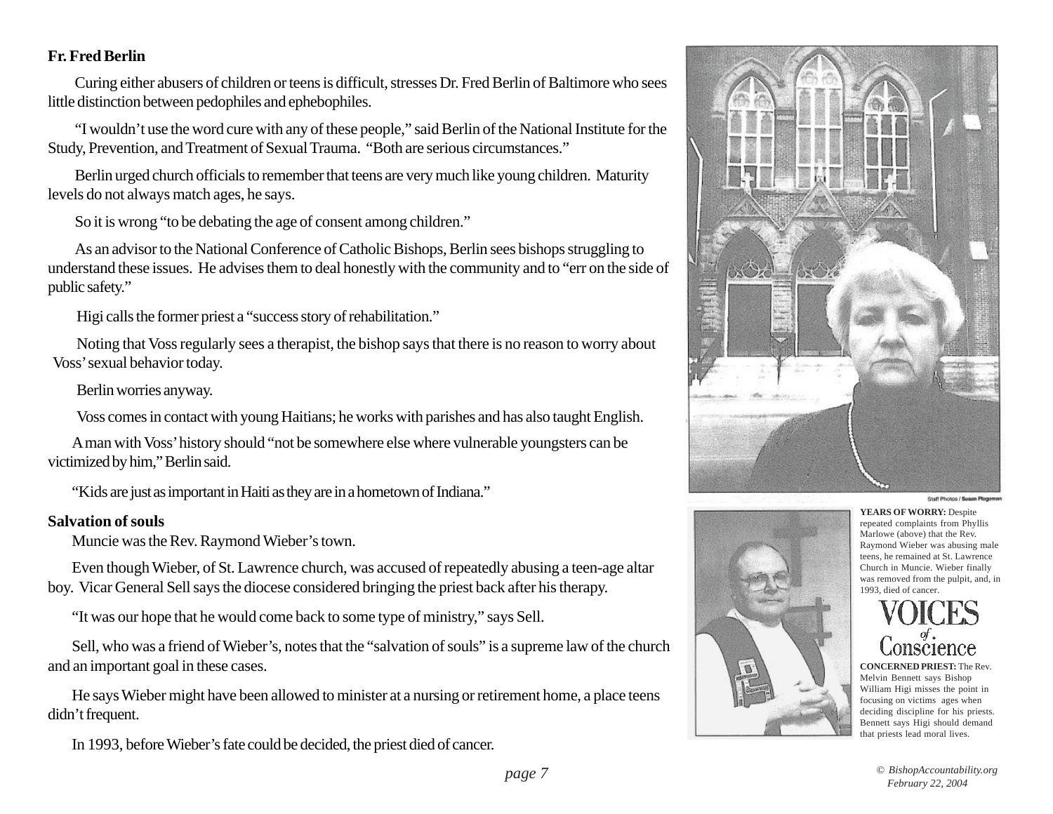**Fr. Fred Berlin**

Curing either abusers of children or teens is difficult, stresses Dr. Fred Berlin of Baltimore who sees little distinction between pedophiles and ephebophiles.

"I wouldn't use the word cure with any of these people," said Berlin of the National Institute for the Study, Prevention, and Treatment of Sexual Trauma. "Both are serious circumstances."

Berlin urged church officials to remember that teens are very much like young children. Maturity levels do not always match ages, he says.

So it is wrong "to be debating the age of consent among children."

As an advisor to the National Conference of Catholic Bishops, Berlin sees bishops struggling to understand these issues. He advises them to deal honestly with the community and to "err on the side of public safety."

Higi calls the former priest a "success story of rehabilitation."

Noting that Voss regularly sees a therapist, the bishop says that there is no reason to worry about Voss' sexual behavior today.

Berlin worries anyway.

Voss comes in contact with young Haitians; he works with parishes and has also taught English.

A man with Voss' history should "not be somewhere else where vulnerable youngsters can be victimized by him," Berlin said.

"Kids are just as important in Haiti as they are in a hometown of Indiana."

**Salvation of souls**

Muncie was the Rev. Raymond Wieber's town.

Even though Wieber, of St. Lawrence church, was accused of repeatedly abusing a teen-age altar boy. Vicar General Sell says the diocese considered bringing the priest back after his therapy.

"It was our hope that he would come back to some type of ministry," says Sell.

Sell, who was a friend of Wieber's, notes that the "salvation of souls" is a supreme law of the church and an important goal in these cases.

He says Wieber might have been allowed to minister at a nursing or retirement home, a place teens didn't frequent.

In 1993, before Wieber's fate could be decided, the priest died of cancer.

Staff Photos / Susan Plageman

**YEARS OF WORRY:** Despite repeated complaints from Phyllis Marlowe (above) that the Rev. Raymond Wieber was abusing male teens, he remained at St. Lawrence Church in Muncie. Wieber finally was removed from the pulpit, and, in 1993, died of cancer.

VOICES of Conscience

**CONCERNED PRIEST:** The Rev. Melvin Bennett says Bishop William Higi misses the point in focusing on victims ages when deciding discipline for his priests. Bennett says Higi should demand that priests lead moral lives.

© *BishopAccountability.org February 22, 2004*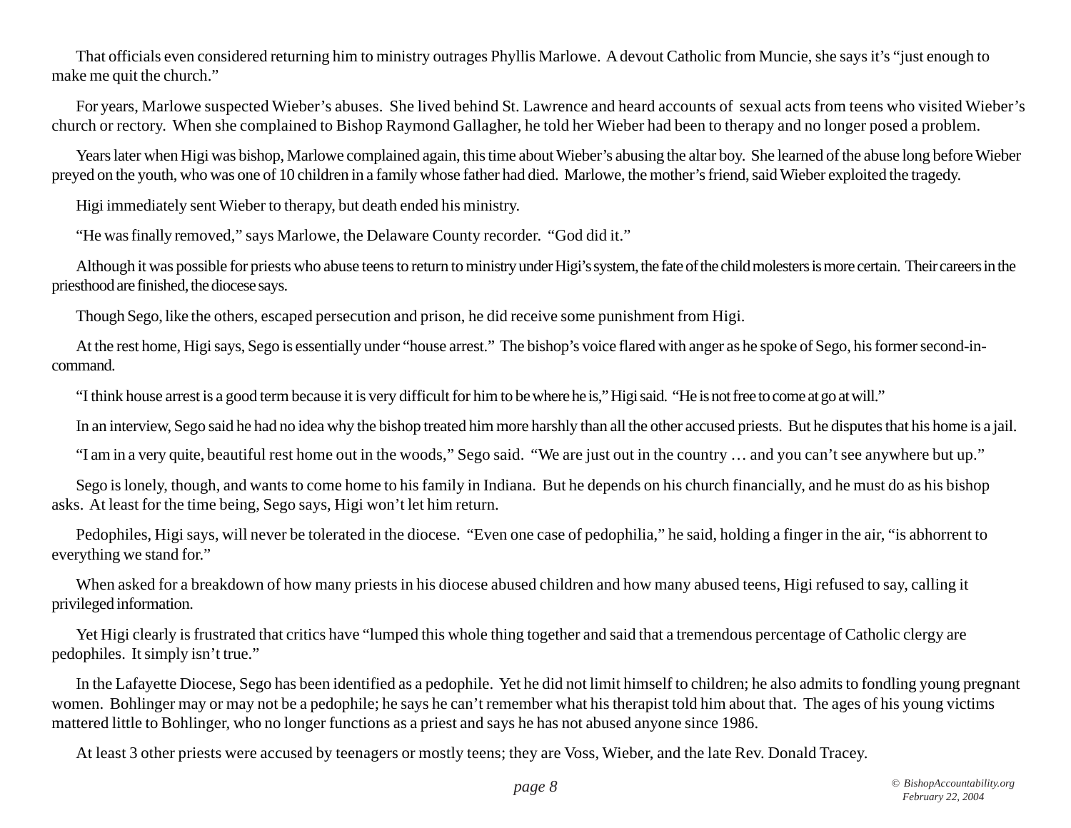That officials even considered returning him to ministry outrages Phyllis Marlowe. A devout Catholic from Muncie, she says it's "just enough to make me quit the church."

For years, Marlowe suspected Wieber's abuses. She lived behind St. Lawrence and heard accounts of sexual acts from teens who visited Wieber's church or rectory. When she complained to Bishop Raymond Gallagher, he told her Wieber had been to therapy and no longer posed a problem.

Years later when Higi was bishop, Marlowe complained again, this time about Wieber's abusing the altar boy. She learned of the abuse long before Wieber preyed on the youth, who was one of 10 children in a family whose father had died. Marlowe, the mother's friend, said Wieber exploited the tragedy.

Higi immediately sent Wieber to therapy, but death ended his ministry.

"He was finally removed," says Marlowe, the Delaware County recorder. "God did it."

Although it was possible for priests who abuse teens to return to ministry under Higi's system, the fate of the child molesters is more certain. Their careers in the priesthood are finished, the diocese says.

Though Sego, like the others, escaped persecution and prison, he did receive some punishment from Higi.

At the rest home, Higi says, Sego is essentially under "house arrest." The bishop's voice flared with anger as he spoke of Sego, his former second-in-command.

"I think house arrest is a good term because it is very difficult for him to be where he is," Higi said. "He is not free to come at go at will."

In an interview, Sego said he had no idea why the bishop treated him more harshly than all the other accused priests. But he disputes that his home is a jail.

"I am in a very quite, beautiful rest home out in the woods," Sego said. "We are just out in the country … and you can't see anywhere but up."

Sego is lonely, though, and wants to come home to his family in Indiana. But he depends on his church financially, and he must do as his bishop asks. At least for the time being, Sego says, Higi won't let him return.

Pedophiles, Higi says, will never be tolerated in the diocese. "Even one case of pedophilia," he said, holding a finger in the air, "is abhorrent to everything we stand for."

When asked for a breakdown of how many priests in his diocese abused children and how many abused teens, Higi refused to say, calling it privileged information.

Yet Higi clearly is frustrated that critics have "lumped this whole thing together and said that a tremendous percentage of Catholic clergy are pedophiles. It simply isn't true."

In the Lafayette Diocese, Sego has been identified as a pedophile. Yet he did not limit himself to children; he also admits to fondling young pregnant women. Bohlinger may or may not be a pedophile; he says he can't remember what his therapist told him about that. The ages of his young victims mattered little to Bohlinger, who no longer functions as a priest and says he has not abused anyone since 1986.

At least 3 other priests were accused by teenagers or mostly teens; they are Voss, Wieber, and the late Rev. Donald Tracey.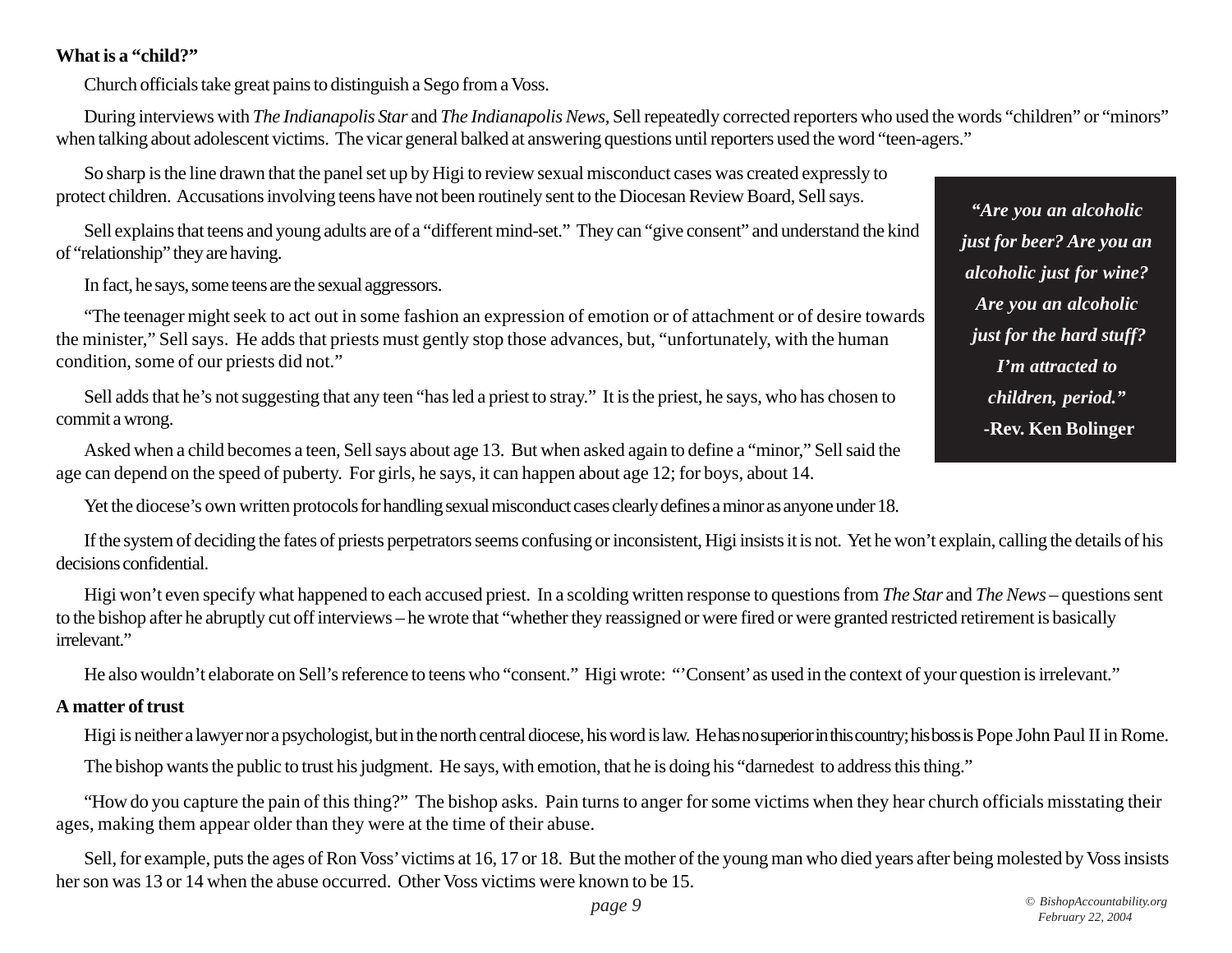**What is a "child?"**

Church officials take great pains to distinguish a Sego from a Voss.

During interviews with *The Indianapolis Star* and *The Indianapolis News*, Sell repeatedly corrected reporters who used the words "children" or "minors" when talking about adolescent victims. The vicar general balked at answering questions until reporters used the word "teen-agers."

So sharp is the line drawn that the panel set up by Higi to review sexual misconduct cases was created expressly to protect children. Accusations involving teens have not been routinely sent to the Diocesan Review Board, Sell says.

Sell explains that teens and young adults are of a "different mind-set." They can "give consent" and understand the kind of "relationship" they are having.

In fact, he says, some teens are the sexual aggressors.

"The teenager might seek to act out in some fashion an expression of emotion or of attachment or of desire towards the minister," Sell says. He adds that priests must gently stop those advances, but, "unfortunately, with the human condition, some of our priests did not."

Sell adds that he's not suggesting that any teen "has led a priest to stray." It is the priest, he says, who has chosen to commit a wrong.

Asked when a child becomes a teen, Sell says about age 13. But when asked again to define a "minor," Sell said the age can depend on the speed of puberty. For girls, he says, it can happen about age 12; for boys, about 14.

> ***"Are you an alcoholic just for beer? Are you an alcoholic just for wine? Are you an alcoholic just for the hard stuff? I'm attracted to children, period."***
> **-Rev. Ken Bolinger**

Yet the diocese's own written protocols for handling sexual misconduct cases clearly defines a minor as anyone under 18.

If the system of deciding the fates of priests perpetrators seems confusing or inconsistent, Higi insists it is not. Yet he won't explain, calling the details of his decisions confidential.

Higi won't even specify what happened to each accused priest. In a scolding written response to questions from *The Star* and *The News* – questions sent to the bishop after he abruptly cut off interviews – he wrote that "whether they reassigned or were fired or were granted restricted retirement is basically irrelevant."

He also wouldn't elaborate on Sell's reference to teens who "consent." Higi wrote: "'Consent' as used in the context of your question is irrelevant."

**A matter of trust**

Higi is neither a lawyer nor a psychologist, but in the north central diocese, his word is law. He has no superior in this country; his boss is Pope John Paul II in Rome.

The bishop wants the public to trust his judgment. He says, with emotion, that he is doing his "darnedest to address this thing."

"How do you capture the pain of this thing?" The bishop asks. Pain turns to anger for some victims when they hear church officials misstating their ages, making them appear older than they were at the time of their abuse.

Sell, for example, puts the ages of Ron Voss' victims at 16, 17 or 18. But the mother of the young man who died years after being molested by Voss insists her son was 13 or 14 when the abuse occurred. Other Voss victims were known to be 15.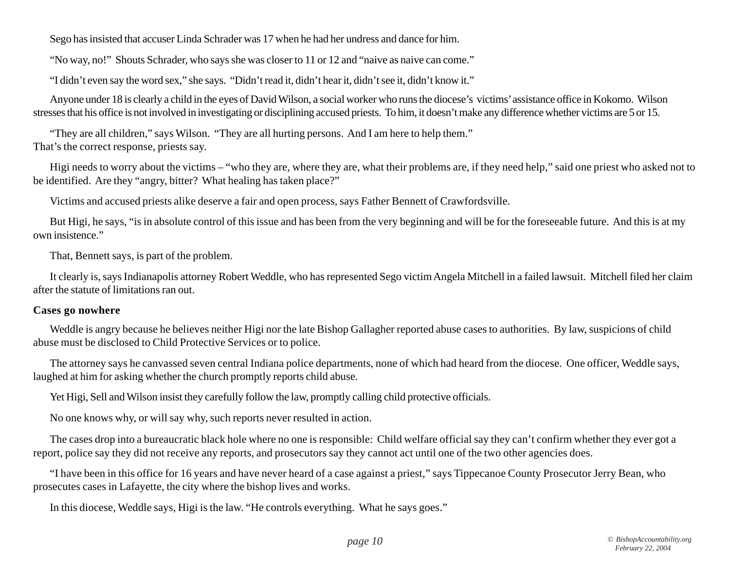Sego has insisted that accuser Linda Schrader was 17 when he had her undress and dance for him.

"No way, no!" Shouts Schrader, who says she was closer to 11 or 12 and "naive as naive can come."

"I didn't even say the word sex," she says. "Didn't read it, didn't hear it, didn't see it, didn't know it."

Anyone under 18 is clearly a child in the eyes of David Wilson, a social worker who runs the diocese's victims' assistance office in Kokomo. Wilson stresses that his office is not involved in investigating or disciplining accused priests. To him, it doesn't make any difference whether victims are 5 or 15.

"They are all children," says Wilson. "They are all hurting persons. And I am here to help them."
That's the correct response, priests say.

Higi needs to worry about the victims – "who they are, where they are, what their problems are, if they need help," said one priest who asked not to be identified. Are they "angry, bitter? What healing has taken place?"

Victims and accused priests alike deserve a fair and open process, says Father Bennett of Crawfordsville.

But Higi, he says, "is in absolute control of this issue and has been from the very beginning and will be for the foreseeable future. And this is at my own insistence."

That, Bennett says, is part of the problem.

It clearly is, says Indianapolis attorney Robert Weddle, who has represented Sego victim Angela Mitchell in a failed lawsuit. Mitchell filed her claim after the statute of limitations ran out.

**Cases go nowhere**

Weddle is angry because he believes neither Higi nor the late Bishop Gallagher reported abuse cases to authorities. By law, suspicions of child abuse must be disclosed to Child Protective Services or to police.

The attorney says he canvassed seven central Indiana police departments, none of which had heard from the diocese. One officer, Weddle says, laughed at him for asking whether the church promptly reports child abuse.

Yet Higi, Sell and Wilson insist they carefully follow the law, promptly calling child protective officials.

No one knows why, or will say why, such reports never resulted in action.

The cases drop into a bureaucratic black hole where no one is responsible: Child welfare official say they can't confirm whether they ever got a report, police say they did not receive any reports, and prosecutors say they cannot act until one of the two other agencies does.

"I have been in this office for 16 years and have never heard of a case against a priest," says Tippecanoe County Prosecutor Jerry Bean, who prosecutes cases in Lafayette, the city where the bishop lives and works.

In this diocese, Weddle says, Higi is the law. "He controls everything. What he says goes."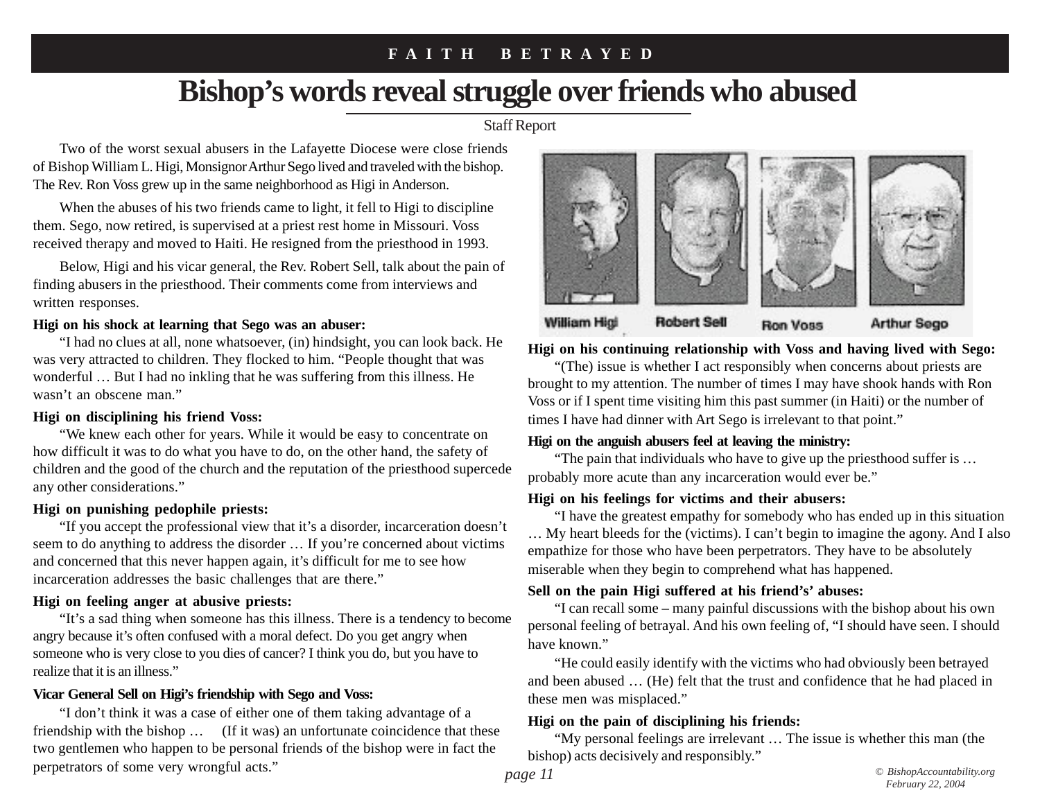FAITH BETRAYED

# Bishop's words reveal struggle over friends who abused

Staff Report

Two of the worst sexual abusers in the Lafayette Diocese were close friends of Bishop William L. Higi, Monsignor Arthur Sego lived and traveled with the bishop. The Rev. Ron Voss grew up in the same neighborhood as Higi in Anderson.

When the abuses of his two friends came to light, it fell to Higi to discipline them. Sego, now retired, is supervised at a priest rest home in Missouri. Voss received therapy and moved to Haiti. He resigned from the priesthood in 1993.

Below, Higi and his vicar general, the Rev. Robert Sell, talk about the pain of finding abusers in the priesthood. Their comments come from interviews and written responses.

**Higi on his shock at learning that Sego was an abuser:**

"I had no clues at all, none whatsoever, (in) hindsight, you can look back. He was very attracted to children. They flocked to him. "People thought that was wonderful … But I had no inkling that he was suffering from this illness. He wasn't an obscene man."

**Higi on disciplining his friend Voss:**

"We knew each other for years. While it would be easy to concentrate on how difficult it was to do what you have to do, on the other hand, the safety of children and the good of the church and the reputation of the priesthood supercede any other considerations."

**Higi on punishing pedophile priests:**

"If you accept the professional view that it's a disorder, incarceration doesn't seem to do anything to address the disorder … If you're concerned about victims and concerned that this never happen again, it's difficult for me to see how incarceration addresses the basic challenges that are there."

**Higi on feeling anger at abusive priests:**

"It's a sad thing when someone has this illness. There is a tendency to become angry because it's often confused with a moral defect. Do you get angry when someone who is very close to you dies of cancer? I think you do, but you have to realize that it is an illness."

**Vicar General Sell on Higi's friendship with Sego and Voss:**

"I don't think it was a case of either one of them taking advantage of a friendship with the bishop … (If it was) an unfortunate coincidence that these two gentlemen who happen to be personal friends of the bishop were in fact the perpetrators of some very wrongful acts."

William Higi, Robert Sell, Ron Voss, Arthur Sego

**Higi on his continuing relationship with Voss and having lived with Sego:**

"(The) issue is whether I act responsibly when concerns about priests are brought to my attention. The number of times I may have shook hands with Ron Voss or if I spent time visiting him this past summer (in Haiti) or the number of times I have had dinner with Art Sego is irrelevant to that point."

**Higi on the anguish abusers feel at leaving the ministry:**

"The pain that individuals who have to give up the priesthood suffer is … probably more acute than any incarceration would ever be."

**Higi on his feelings for victims and their abusers:**

"I have the greatest empathy for somebody who has ended up in this situation … My heart bleeds for the (victims). I can't begin to imagine the agony. And I also empathize for those who have been perpetrators. They have to be absolutely miserable when they begin to comprehend what has happened.

**Sell on the pain Higi suffered at his friend's' abuses:**

"I can recall some – many painful discussions with the bishop about his own personal feeling of betrayal. And his own feeling of, "I should have seen. I should have known."

"He could easily identify with the victims who had obviously been betrayed and been abused … (He) felt that the trust and confidence that he had placed in these men was misplaced."

**Higi on the pain of disciplining his friends:**

"My personal feelings are irrelevant … The issue is whether this man (the bishop) acts decisively and responsibly."

*© BishopAccountability.org February 22, 2004*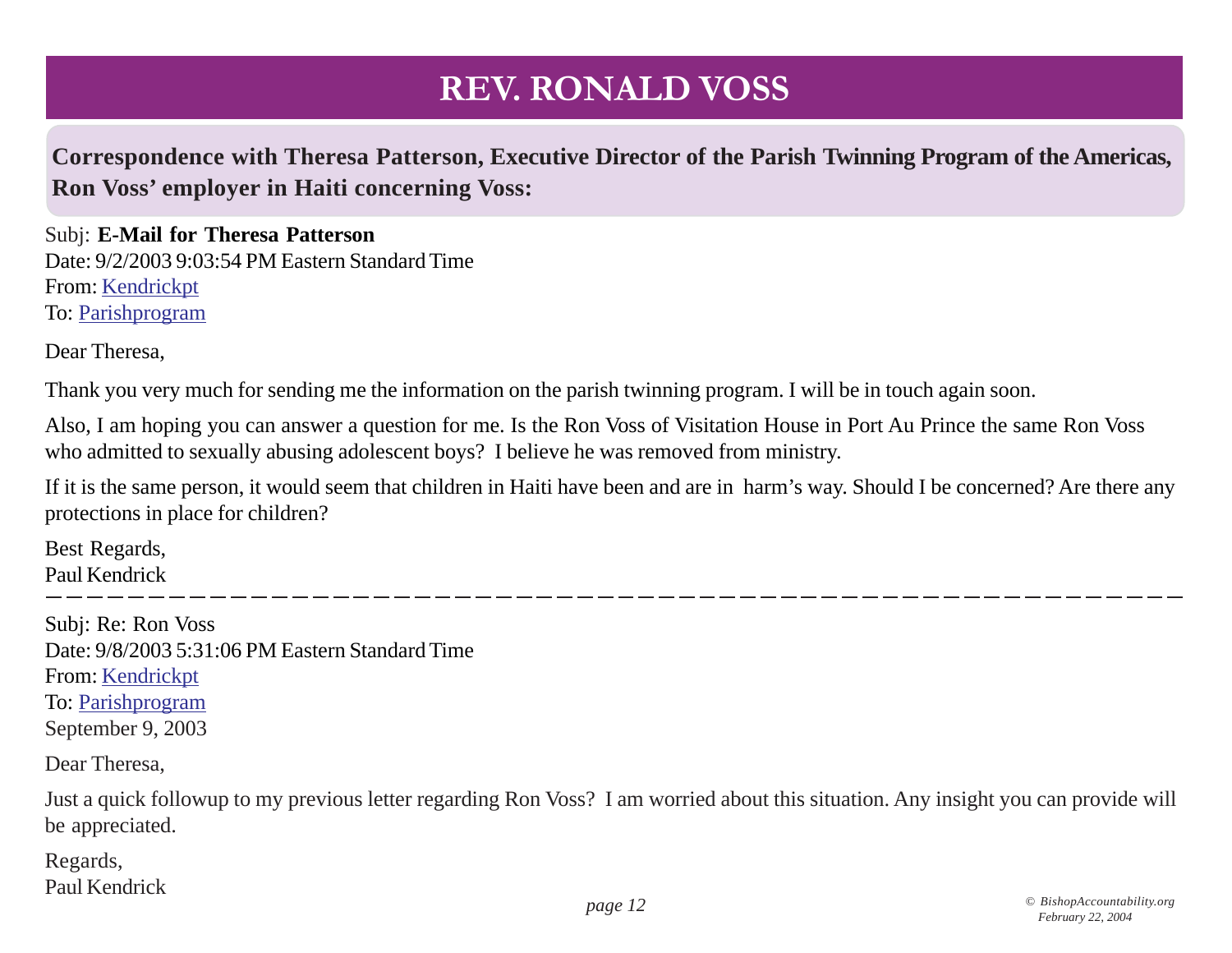# REV. RONALD VOSS

**Correspondence with Theresa Patterson, Executive Director of the Parish Twinning Program of the Americas, Ron Voss' employer in Haiti concerning Voss:**

Subj: **E-Mail for Theresa Patterson**
Date: 9/2/2003 9:03:54 PM Eastern Standard Time
From: Kendrickpt
To: Parishprogram

Dear Theresa,

Thank you very much for sending me the information on the parish twinning program. I will be in touch again soon.

Also, I am hoping you can answer a question for me. Is the Ron Voss of Visitation House in Port Au Prince the same Ron Voss who admitted to sexually abusing adolescent boys? I believe he was removed from ministry.

If it is the same person, it would seem that children in Haiti have been and are in harm's way. Should I be concerned? Are there any protections in place for children?

Best Regards,
Paul Kendrick

---

Subj: Re: Ron Voss
Date: 9/8/2003 5:31:06 PM Eastern Standard Time
From: Kendrickpt
To: Parishprogram
September 9, 2003

Dear Theresa,

Just a quick followup to my previous letter regarding Ron Voss? I am worried about this situation. Any insight you can provide will be appreciated.

Regards,
Paul Kendrick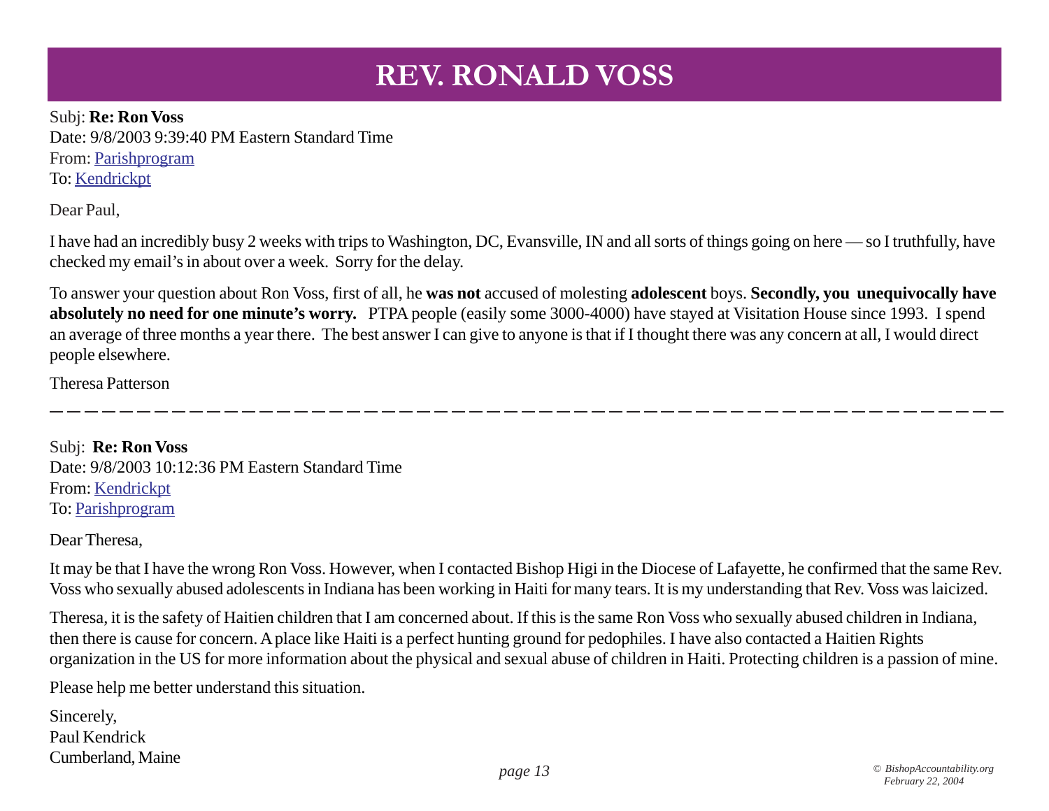# REV. RONALD VOSS

Subj: **Re: Ron Voss**
Date: 9/8/2003 9:39:40 PM Eastern Standard Time
From: Parishprogram
To: Kendrickpt

Dear Paul,

I have had an incredibly busy 2 weeks with trips to Washington, DC, Evansville, IN and all sorts of things going on here — so I truthfully, have checked my email's in about over a week. Sorry for the delay.

To answer your question about Ron Voss, first of all, he **was not** accused of molesting **adolescent** boys. **Secondly, you unequivocally have absolutely no need for one minute's worry.** PTPA people (easily some 3000-4000) have stayed at Visitation House since 1993. I spend an average of three months a year there. The best answer I can give to anyone is that if I thought there was any concern at all, I would direct people elsewhere.

Theresa Patterson

---

Subj: **Re: Ron Voss**
Date: 9/8/2003 10:12:36 PM Eastern Standard Time
From: Kendrickpt
To: Parishprogram

Dear Theresa,

It may be that I have the wrong Ron Voss. However, when I contacted Bishop Higi in the Diocese of Lafayette, he confirmed that the same Rev. Voss who sexually abused adolescents in Indiana has been working in Haiti for many tears. It is my understanding that Rev. Voss was laicized.

Theresa, it is the safety of Haitien children that I am concerned about. If this is the same Ron Voss who sexually abused children in Indiana, then there is cause for concern. A place like Haiti is a perfect hunting ground for pedophiles. I have also contacted a Haitien Rights organization in the US for more information about the physical and sexual abuse of children in Haiti. Protecting children is a passion of mine.

Please help me better understand this situation.

Sincerely,
Paul Kendrick
Cumberland, Maine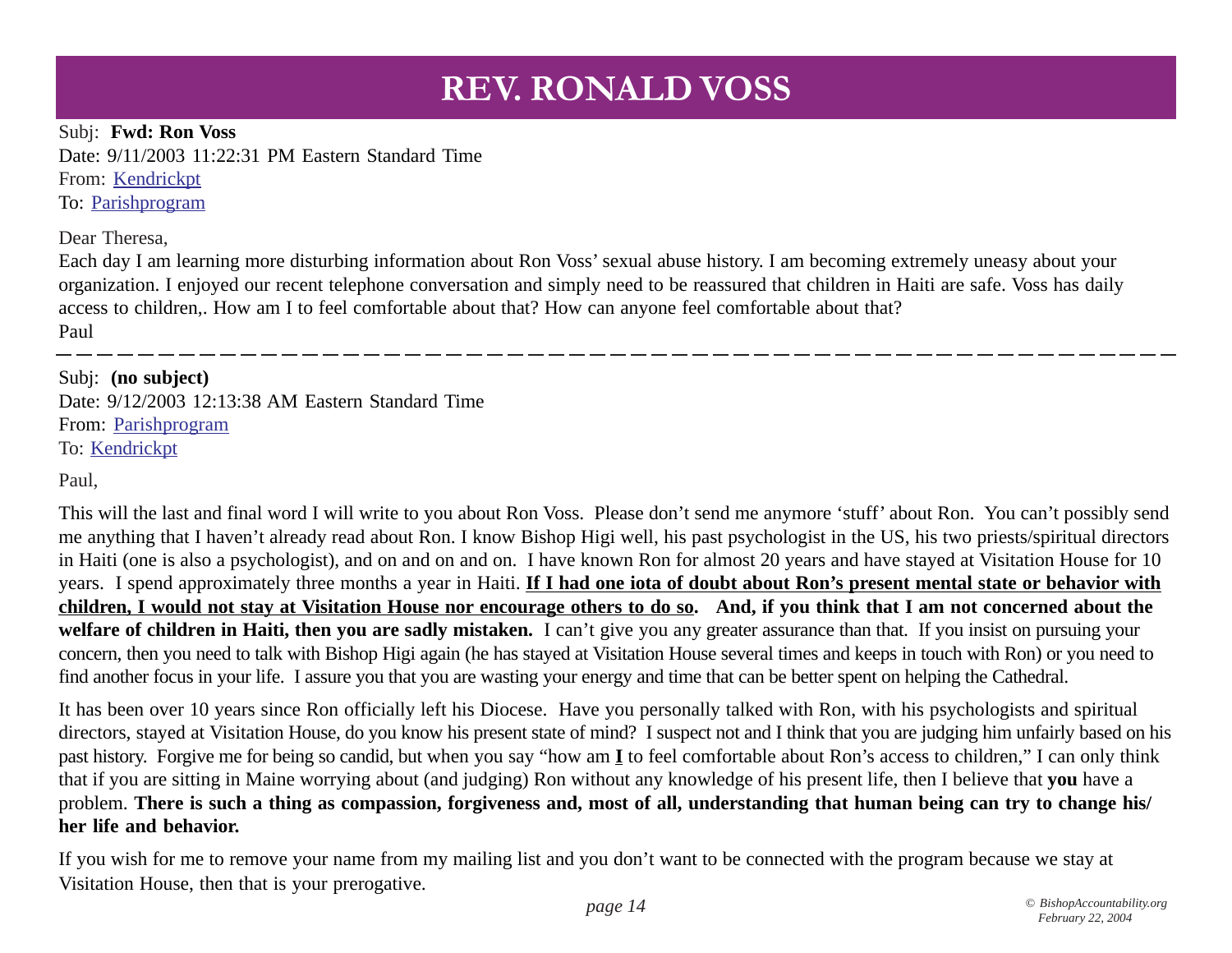# REV. RONALD VOSS

Subj: **Fwd: Ron Voss**
Date: 9/11/2003 11:22:31 PM Eastern Standard Time
From: Kendrickpt
To: Parishprogram

Dear Theresa,
Each day I am learning more disturbing information about Ron Voss' sexual abuse history. I am becoming extremely uneasy about your organization. I enjoyed our recent telephone conversation and simply need to be reassured that children in Haiti are safe. Voss has daily access to children,. How am I to feel comfortable about that? How can anyone feel comfortable about that?
Paul

---

Subj: **(no subject)**
Date: 9/12/2003 12:13:38 AM Eastern Standard Time
From: Parishprogram
To: Kendrickpt

Paul,

This will the last and final word I will write to you about Ron Voss. Please don't send me anymore 'stuff' about Ron. You can't possibly send me anything that I haven't already read about Ron. I know Bishop Higi well, his past psychologist in the US, his two priests/spiritual directors in Haiti (one is also a psychologist), and on and on and on. I have known Ron for almost 20 years and have stayed at Visitation House for 10 years. I spend approximately three months a year in Haiti. **<u>If I had one iota of doubt about Ron's present mental state or behavior with children, I would not stay at Visitation House nor encourage others to do so</u>. And, if you think that I am not concerned about the welfare of children in Haiti, then you are sadly mistaken.** I can't give you any greater assurance than that. If you insist on pursuing your concern, then you need to talk with Bishop Higi again (he has stayed at Visitation House several times and keeps in touch with Ron) or you need to find another focus in your life. I assure you that you are wasting your energy and time that can be better spent on helping the Cathedral.

It has been over 10 years since Ron officially left his Diocese. Have you personally talked with Ron, with his psychologists and spiritual directors, stayed at Visitation House, do you know his present state of mind? I suspect not and I think that you are judging him unfairly based on his past history. Forgive me for being so candid, but when you say "how am **<u>I</u>** to feel comfortable about Ron's access to children," I can only think that if you are sitting in Maine worrying about (and judging) Ron without any knowledge of his present life, then I believe that **you** have a problem. **There is such a thing as compassion, forgiveness and, most of all, understanding that human being can try to change his/her life and behavior.**

If you wish for me to remove your name from my mailing list and you don't want to be connected with the program because we stay at Visitation House, then that is your prerogative.

*© BishopAccountability.org February 22, 2004*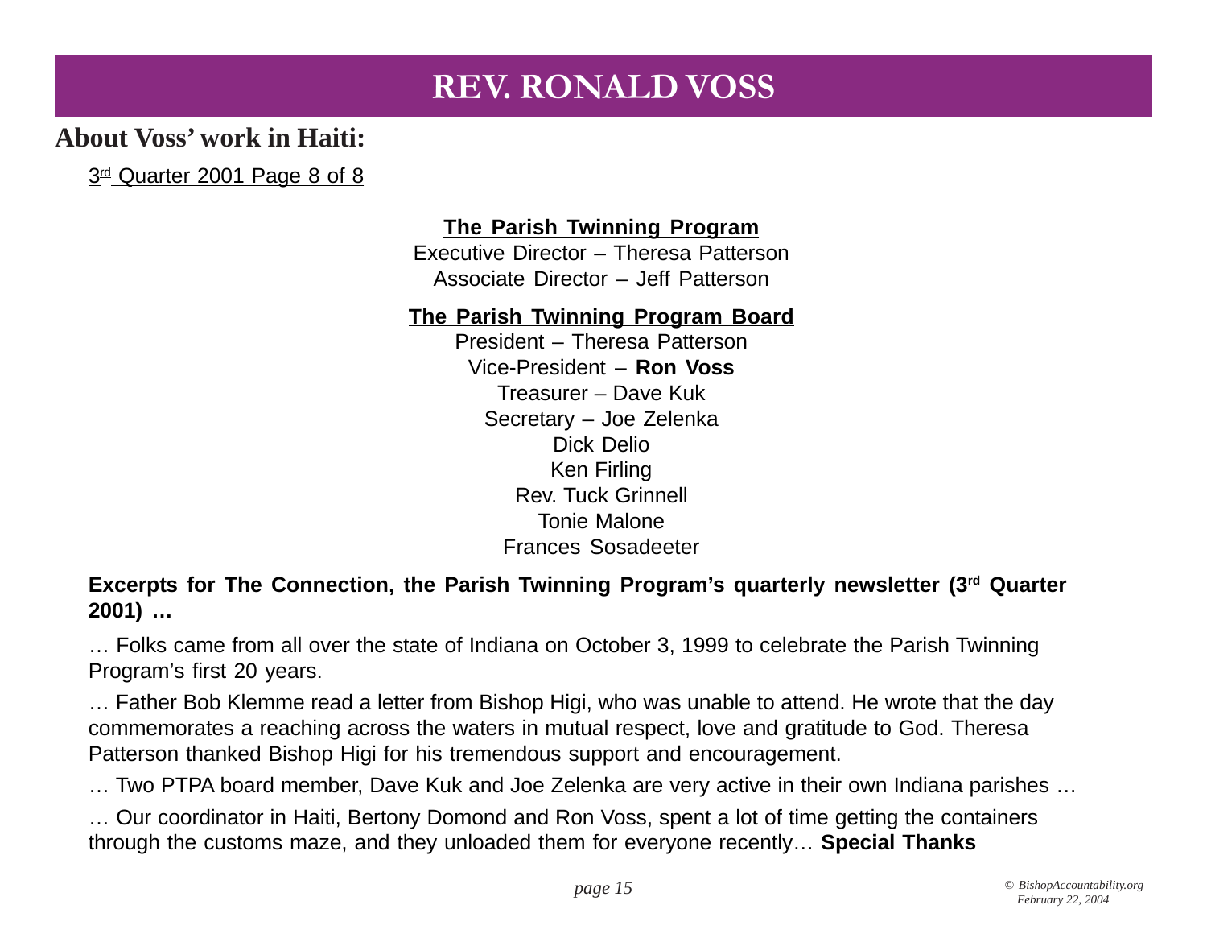# REV. RONALD VOSS

## About Voss' work in Haiti:

3rd Quarter 2001 Page 8 of 8

**The Parish Twinning Program**
Executive Director – Theresa Patterson
Associate Director – Jeff Patterson

**The Parish Twinning Program Board**
President – Theresa Patterson
Vice-President – **Ron Voss**
Treasurer – Dave Kuk
Secretary – Joe Zelenka
Dick Delio
Ken Firling
Rev. Tuck Grinnell
Tonie Malone
Frances Sosadeeter

**Excerpts for The Connection, the Parish Twinning Program's quarterly newsletter (3rd Quarter 2001) …**

… Folks came from all over the state of Indiana on October 3, 1999 to celebrate the Parish Twinning Program's first 20 years.

… Father Bob Klemme read a letter from Bishop Higi, who was unable to attend. He wrote that the day commemorates a reaching across the waters in mutual respect, love and gratitude to God. Theresa Patterson thanked Bishop Higi for his tremendous support and encouragement.

… Two PTPA board member, Dave Kuk and Joe Zelenka are very active in their own Indiana parishes …

… Our coordinator in Haiti, Bertony Domond and Ron Voss, spent a lot of time getting the containers through the customs maze, and they unloaded them for everyone recently… **Special Thanks**

© BishopAccountability.org
February 22, 2004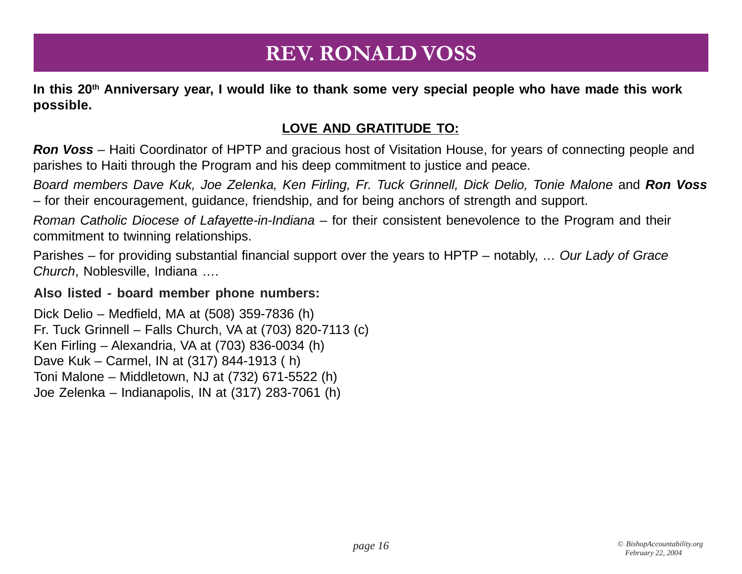# REV. RONALD VOSS

**In this 20th Anniversary year, I would like to thank some very special people who have made this work possible.**

**LOVE AND GRATITUDE TO:**

***Ron Voss*** – Haiti Coordinator of HPTP and gracious host of Visitation House, for years of connecting people and parishes to Haiti through the Program and his deep commitment to justice and peace.

*Board members Dave Kuk, Joe Zelenka, Ken Firling, Fr. Tuck Grinnell, Dick Delio, Tonie Malone* and ***Ron Voss*** – for their encouragement, guidance, friendship, and for being anchors of strength and support.

*Roman Catholic Diocese of Lafayette-in-Indiana* – for their consistent benevolence to the Program and their commitment to twinning relationships.

Parishes – for providing substantial financial support over the years to HPTP – notably, … *Our Lady of Grace Church*, Noblesville, Indiana ….

**Also listed - board member phone numbers:**

Dick Delio – Medfield, MA at (508) 359-7836 (h)
Fr. Tuck Grinnell – Falls Church, VA at (703) 820-7113 (c)
Ken Firling – Alexandria, VA at (703) 836-0034 (h)
Dave Kuk – Carmel, IN at (317) 844-1913 ( h)
Toni Malone – Middletown, NJ at (732) 671-5522 (h)
Joe Zelenka – Indianapolis, IN at (317) 283-7061 (h)

© BishopAccountability.org
February 22, 2004